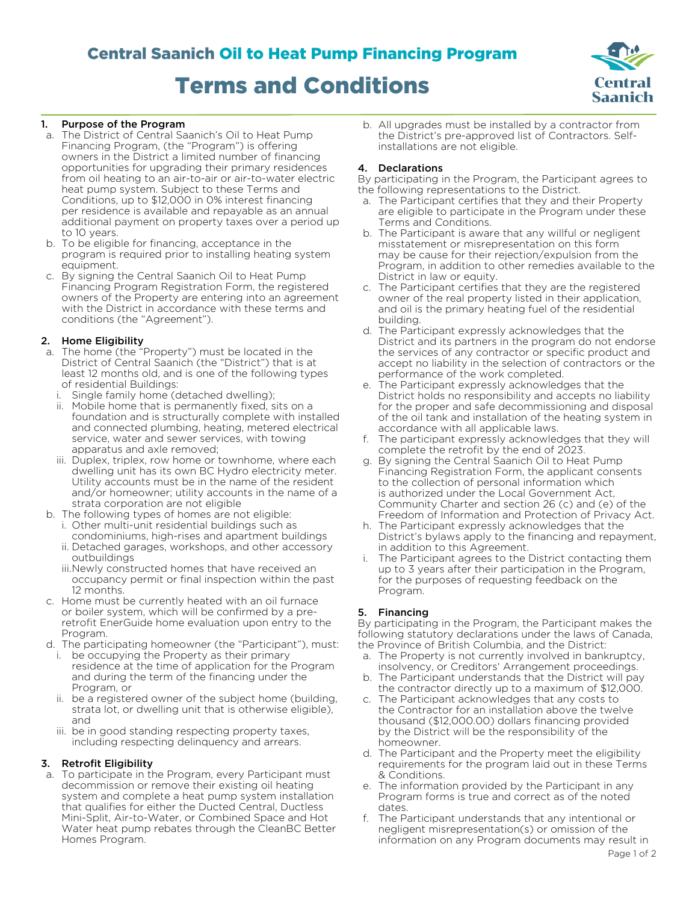# Central Saanich Oil to Heat Pump Financing Program

# Terms and Conditions

### 1. Purpose of the Program

a. The District of Central Saanich's Oil to Heat Pump Financing Program, (the "Program") is offering owners in the District a limited number of financing opportunities for upgrading their primary residences from oil heating to an air-to-air or air-to-water electric heat pump system. Subject to these Terms and Conditions, up to $12,000 in 0% interest financing per residence is available and repayable as an annual additional payment on property taxes over a period up to 10 years.

b. To be eligible for financing, acceptance in the program is required prior to installing heating system equipment.

c. By signing the Central Saanich Oil to Heat Pump Financing Program Registration Form, the registered owners of the Property are entering into an agreement with the District in accordance with these terms and conditions (the "Agreement").

### 2. Home Eligibility

a. The home (the "Property") must be located in the District of Central Saanich (the "District") that is at least 12 months old, and is one of the following types of residential Buildings:
   i. Single family home (detached dwelling);
   ii. Mobile home that is permanently fixed, sits on a foundation and is structurally complete with installed and connected plumbing, heating, metered electrical service, water and sewer services, with towing apparatus and axle removed;
   iii. Duplex, triplex, row home or townhome, where each dwelling unit has its own BC Hydro electricity meter. Utility accounts must be in the name of the resident and/or homeowner; utility accounts in the name of a strata corporation are not eligible

b. The following types of homes are not eligible:
   i. Other multi-unit residential buildings such as condominiums, high-rises and apartment buildings
   ii. Detached garages, workshops, and other accessory outbuildings
   iii. Newly constructed homes that have received an occupancy permit or final inspection within the past 12 months.

c. Home must be currently heated with an oil furnace or boiler system, which will be confirmed by a pre-retrofit EnerGuide home evaluation upon entry to the Program.

d. The participating homeowner (the "Participant"), must:
   i. be occupying the Property as their primary residence at the time of application for the Program and during the term of the financing under the Program, or
   ii. be a registered owner of the subject home (building, strata lot, or dwelling unit that is otherwise eligible), and
   iii. be in good standing respecting property taxes, including respecting delinquency and arrears.

### 3. Retrofit Eligibility

a. To participate in the Program, every Participant must decommission or remove their existing oil heating system and complete a heat pump system installation that qualifies for either the Ducted Central, Ductless Mini-Split, Air-to-Water, or Combined Space and Hot Water heat pump rebates through the CleanBC Better Homes Program.

b. All upgrades must be installed by a contractor from the District's pre-approved list of Contractors. Self-installations are not eligible.

### 4. Declarations

By participating in the Program, the Participant agrees to the following representations to the District.

a. The Participant certifies that they and their Property are eligible to participate in the Program under these Terms and Conditions.

b. The Participant is aware that any willful or negligent misstatement or misrepresentation on this form may be cause for their rejection/expulsion from the Program, in addition to other remedies available to the District in law or equity.

c. The Participant certifies that they are the registered owner of the real property listed in their application, and oil is the primary heating fuel of the residential building.

d. The Participant expressly acknowledges that the District and its partners in the program do not endorse the services of any contractor or specific product and accept no liability in the selection of contractors or the performance of the work completed.

e. The Participant expressly acknowledges that the District holds no responsibility and accepts no liability for the proper and safe decommissioning and disposal of the oil tank and installation of the heating system in accordance with all applicable laws.

f. The participant expressly acknowledges that they will complete the retrofit by the end of 2023.

g. By signing the Central Saanich Oil to Heat Pump Financing Registration Form, the applicant consents to the collection of personal information which is authorized under the Local Government Act, Community Charter and section 26 (c) and (e) of the Freedom of Information and Protection of Privacy Act.

h. The Participant expressly acknowledges that the District's bylaws apply to the financing and repayment, in addition to this Agreement.

i. The Participant agrees to the District contacting them up to 3 years after their participation in the Program, for the purposes of requesting feedback on the Program.

### 5. Financing

By participating in the Program, the Participant makes the following statutory declarations under the laws of Canada, the Province of British Columbia, and the District:

a. The Property is not currently involved in bankruptcy, insolvency, or Creditors' Arrangement proceedings.

b. The Participant understands that the District will pay the contractor directly up to a maximum of $12,000.

c. The Participant acknowledges that any costs to the Contractor for an installation above the twelve thousand ($12,000.00) dollars financing provided by the District will be the responsibility of the homeowner.

d. The Participant and the Property meet the eligibility requirements for the program laid out in these Terms & Conditions.

e. The information provided by the Participant in any Program forms is true and correct as of the noted dates.

f. The Participant understands that any intentional or negligent misrepresentation(s) or omission of the information on any Program documents may result in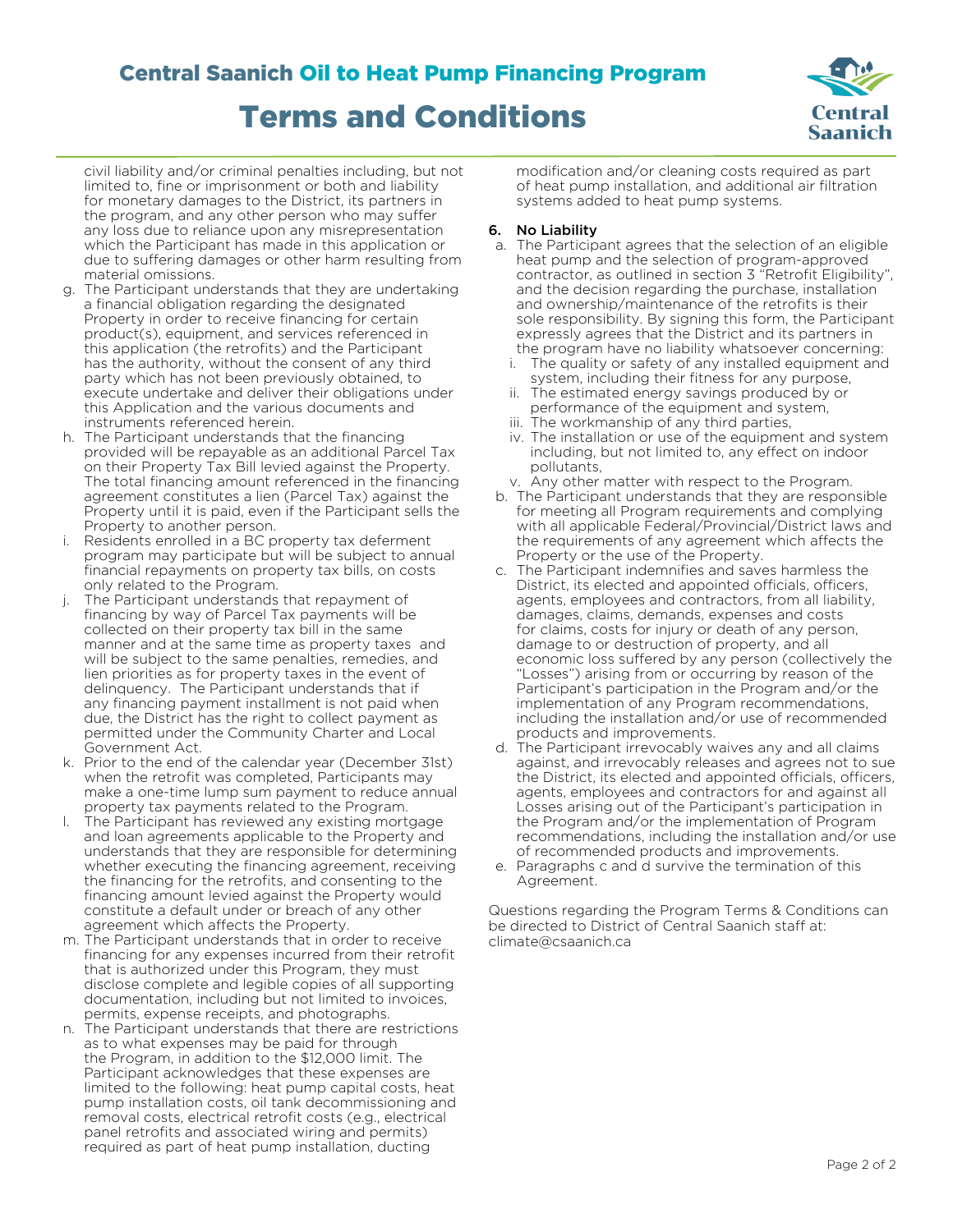# Central Saanich Oil to Heat Pump Financing Program

# Terms and Conditions

civil liability and/or criminal penalties including, but not limited to, fine or imprisonment or both and liability for monetary damages to the District, its partners in the program, and any other person who may suffer any loss due to reliance upon any misrepresentation which the Participant has made in this application or due to suffering damages or other harm resulting from material omissions.

g. The Participant understands that they are undertaking a financial obligation regarding the designated Property in order to receive financing for certain product(s), equipment, and services referenced in this application (the retrofits) and the Participant has the authority, without the consent of any third party which has not been previously obtained, to execute undertake and deliver their obligations under this Application and the various documents and instruments referenced herein.

h. The Participant understands that the financing provided will be repayable as an additional Parcel Tax on their Property Tax Bill levied against the Property. The total financing amount referenced in the financing agreement constitutes a lien (Parcel Tax) against the Property until it is paid, even if the Participant sells the Property to another person.

i. Residents enrolled in a BC property tax deferment program may participate but will be subject to annual financial repayments on property tax bills, on costs only related to the Program.

j. The Participant understands that repayment of financing by way of Parcel Tax payments will be collected on their property tax bill in the same manner and at the same time as property taxes and will be subject to the same penalties, remedies, and lien priorities as for property taxes in the event of delinquency. The Participant understands that if any financing payment installment is not paid when due, the District has the right to collect payment as permitted under the Community Charter and Local Government Act.

k. Prior to the end of the calendar year (December 31st) when the retrofit was completed, Participants may make a one-time lump sum payment to reduce annual property tax payments related to the Program.

l. The Participant has reviewed any existing mortgage and loan agreements applicable to the Property and understands that they are responsible for determining whether executing the financing agreement, receiving the financing for the retrofits, and consenting to the financing amount levied against the Property would constitute a default under or breach of any other agreement which affects the Property.

m. The Participant understands that in order to receive financing for any expenses incurred from their retrofit that is authorized under this Program, they must disclose complete and legible copies of all supporting documentation, including but not limited to invoices, permits, expense receipts, and photographs.

n. The Participant understands that there are restrictions as to what expenses may be paid for through the Program, in addition to the $12,000 limit. The Participant acknowledges that these expenses are limited to the following: heat pump capital costs, heat pump installation costs, oil tank decommissioning and removal costs, electrical retrofit costs (e.g., electrical panel retrofits and associated wiring and permits) required as part of heat pump installation, ducting modification and/or cleaning costs required as part of heat pump installation, and additional air filtration systems added to heat pump systems.

## 6. No Liability

a. The Participant agrees that the selection of an eligible heat pump and the selection of program-approved contractor, as outlined in section 3 "Retrofit Eligibility", and the decision regarding the purchase, installation and ownership/maintenance of the retrofits is their sole responsibility. By signing this form, the Participant expressly agrees that the District and its partners in the program have no liability whatsoever concerning:
   i. The quality or safety of any installed equipment and system, including their fitness for any purpose,
   ii. The estimated energy savings produced by or performance of the equipment and system,
   iii. The workmanship of any third parties,
   iv. The installation or use of the equipment and system including, but not limited to, any effect on indoor pollutants,
   v. Any other matter with respect to the Program.

b. The Participant understands that they are responsible for meeting all Program requirements and complying with all applicable Federal/Provincial/District laws and the requirements of any agreement which affects the Property or the use of the Property.

c. The Participant indemnifies and saves harmless the District, its elected and appointed officials, officers, agents, employees and contractors, from all liability, damages, claims, demands, expenses and costs for claims, costs for injury or death of any person, damage to or destruction of property, and all economic loss suffered by any person (collectively the "Losses") arising from or occurring by reason of the Participant's participation in the Program and/or the implementation of any Program recommendations, including the installation and/or use of recommended products and improvements.

d. The Participant irrevocably waives any and all claims against, and irrevocably releases and agrees not to sue the District, its elected and appointed officials, officers, agents, employees and contractors for and against all Losses arising out of the Participant's participation in the Program and/or the implementation of Program recommendations, including the installation and/or use of recommended products and improvements.

e. Paragraphs c and d survive the termination of this Agreement.

Questions regarding the Program Terms & Conditions can be directed to District of Central Saanich staff at: climate@csaanich.ca